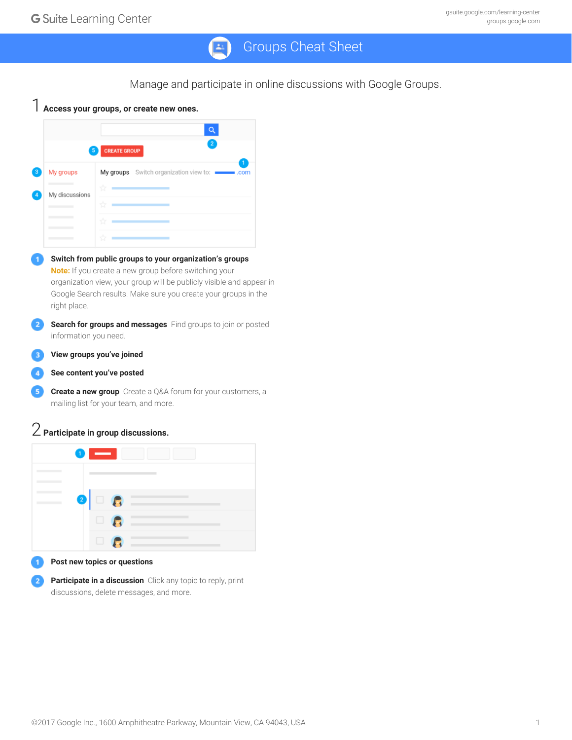G Suite Learning Center

gsuite.google.com/learning-center
groups.google.com

# Groups Cheat Sheet

Manage and participate in online discussions with Google Groups.

## 1 Access your groups, or create new ones.

1. **Switch from public groups to your organization's groups**
   **Note:** If you create a new group before switching your organization view, your group will be publicly visible and appear in Google Search results. Make sure you create your groups in the right place.
2. **Search for groups and messages** Find groups to join or posted information you need.
3. **View groups you've joined**
4. **See content you've posted**
5. **Create a new group** Create a Q&A forum for your customers, a mailing list for your team, and more.

## 2 Participate in group discussions.

1. **Post new topics or questions**
2. **Participate in a discussion** Click any topic to reply, print discussions, delete messages, and more.

©2017 Google Inc., 1600 Amphitheatre Parkway, Mountain View, CA 94043, USA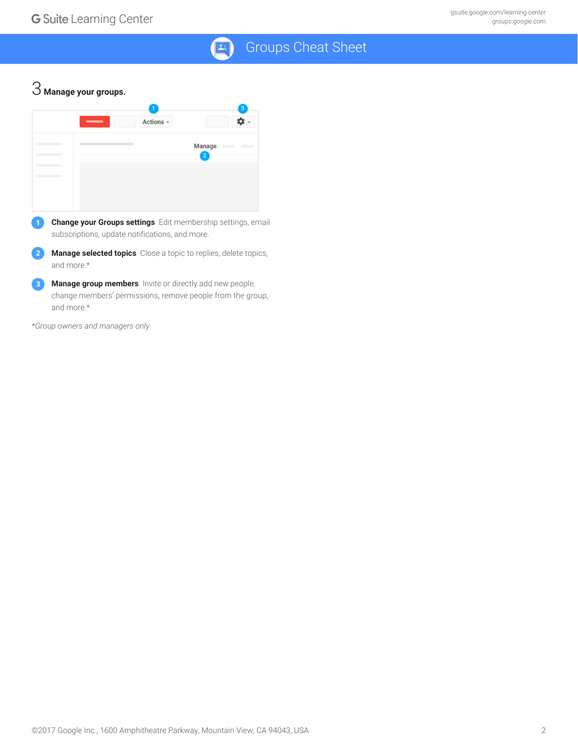## 3 Manage your groups.

1. **Change your Groups settings** Edit membership settings, email subscriptions, update notifications, and more.

2. **Manage selected topics** Close a topic to replies, delete topics, and more.*

3. **Manage group members** Invite or directly add new people, change members' permissions, remove people from the group, and more.*

*Group owners and managers only*